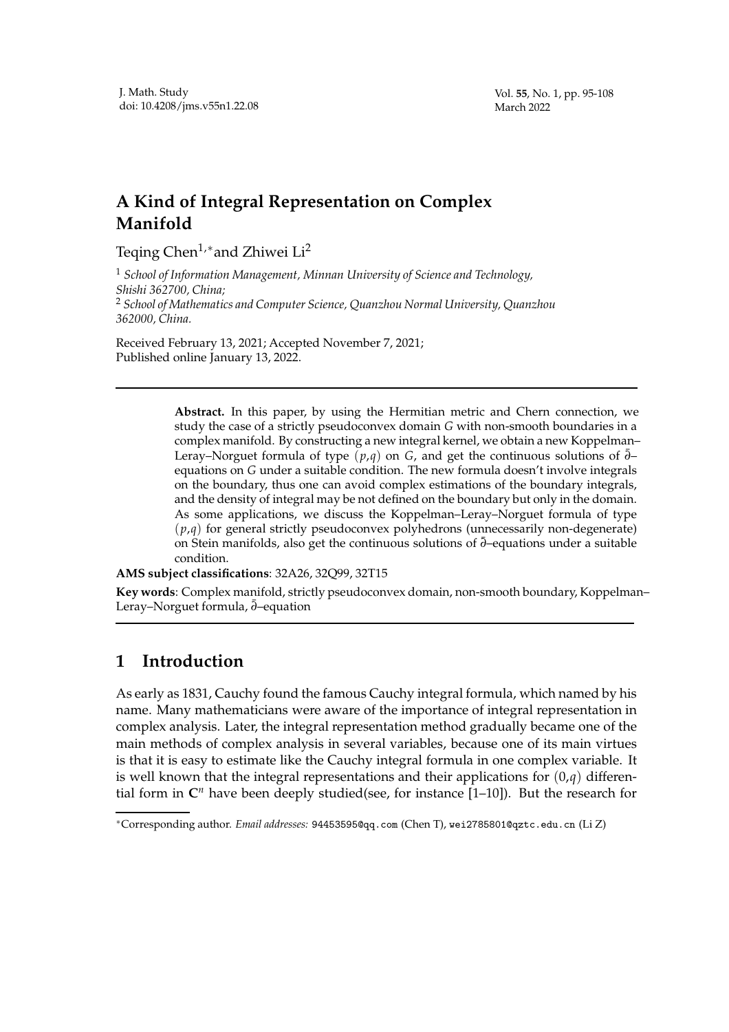# A Kind of Integral Representation on Complex Manifold

Teqing Chen[1,*] and Zhiwei Li[2]

[1] *School of Information Management, Minnan University of Science and Technology, Shishi 362700, China;*
[2] *School of Mathematics and Computer Science, Quanzhou Normal University, Quanzhou 362000, China.*

Received February 13, 2021; Accepted November 7, 2021;
Published online January 13, 2022.

---

**Abstract.** In this paper, by using the Hermitian metric and Chern connection, we study the case of a strictly pseudoconvex domain $G$ with non-smooth boundaries in a complex manifold. By constructing a new integral kernel, we obtain a new Koppelman–Leray–Norguet formula of type $(p,q)$ on $G$, and get the continuous solutions of $\bar{\partial}$–equations on $G$ under a suitable condition. The new formula doesn't involve integrals on the boundary, thus one can avoid complex estimations of the boundary integrals, and the density of integral may be not defined on the boundary but only in the domain. As some applications, we discuss the Koppelman–Leray–Norguet formula of type $(p,q)$ for general strictly pseudoconvex polyhedrons (unnecessarily non-degenerate) on Stein manifolds, also get the continuous solutions of $\bar{\partial}$–equations under a suitable condition.

**AMS subject classifications**: 32A26, 32Q99, 32T15

**Key words**: Complex manifold, strictly pseudoconvex domain, non-smooth boundary, Koppelman–Leray–Norguet formula, $\bar{\partial}$–equation

---

## 1 Introduction

As early as 1831, Cauchy found the famous Cauchy integral formula, which named by his name. Many mathematicians were aware of the importance of integral representation in complex analysis. Later, the integral representation method gradually became one of the main methods of complex analysis in several variables, because one of its main virtues is that it is easy to estimate like the Cauchy integral formula in one complex variable. It is well known that the integral representations and their applications for $(0,q)$ differential form in $\mathbf{C}^n$ have been deeply studied(see, for instance [1–10]). But the research for

---

*Corresponding author. *Email addresses:* 94453595@qq.com (Chen T), wei2785801@qztc.edu.cn (Li Z)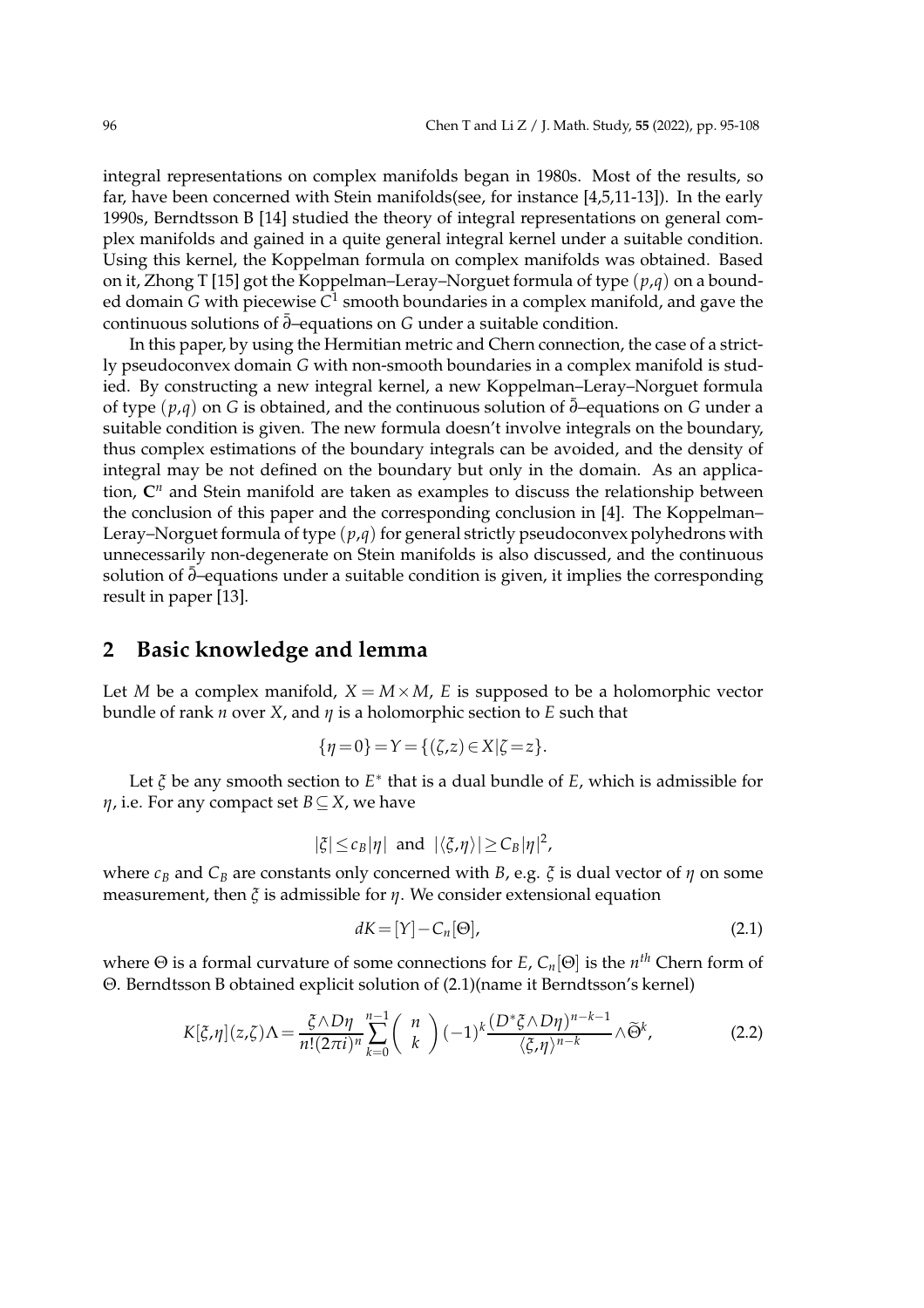integral representations on complex manifolds began in 1980s. Most of the results, so far, have been concerned with Stein manifolds(see, for instance [4,5,11-13]). In the early 1990s, Berndtsson B [14] studied the theory of integral representations on general complex manifolds and gained in a quite general integral kernel under a suitable condition. Using this kernel, the Koppelman formula on complex manifolds was obtained. Based on it, Zhong T [15] got the Koppelman–Leray–Norguet formula of type $(p,q)$ on a bounded domain $G$ with piecewise $C^1$ smooth boundaries in a complex manifold, and gave the continuous solutions of $\bar{\partial}$–equations on $G$ under a suitable condition.

In this paper, by using the Hermitian metric and Chern connection, the case of a strictly pseudoconvex domain $G$ with non-smooth boundaries in a complex manifold is studied. By constructing a new integral kernel, a new Koppelman–Leray–Norguet formula of type $(p,q)$ on $G$ is obtained, and the continuous solution of $\bar{\partial}$–equations on $G$ under a suitable condition is given. The new formula doesn't involve integrals on the boundary, thus complex estimations of the boundary integrals can be avoided, and the density of integral may be not defined on the boundary but only in the domain. As an application, $\mathbf{C}^n$ and Stein manifold are taken as examples to discuss the relationship between the conclusion of this paper and the corresponding conclusion in [4]. The Koppelman–Leray–Norguet formula of type $(p,q)$ for general strictly pseudoconvex polyhedrons with unnecessarily non-degenerate on Stein manifolds is also discussed, and the continuous solution of $\bar{\partial}$–equations under a suitable condition is given, it implies the corresponding result in paper [13].

## 2 Basic knowledge and lemma

Let $M$ be a complex manifold, $X = M \times M$, $E$ is supposed to be a holomorphic vector bundle of rank $n$ over $X$, and $\eta$ is a holomorphic section to $E$ such that

$$\{\eta = 0\} = Y = \{(\zeta, z) \in X | \zeta = z\}.$$

Let $\xi$ be any smooth section to $E^*$ that is a dual bundle of $E$, which is admissible for $\eta$, i.e. For any compact set $B \subseteq X$, we have

$$|\xi| \le c_B |\eta| \text{ and } |\langle \xi, \eta \rangle| \ge C_B |\eta|^2,$$

where $c_B$ and $C_B$ are constants only concerned with $B$, e.g. $\xi$ is dual vector of $\eta$ on some measurement, then $\xi$ is admissible for $\eta$. We consider extensional equation

$$dK = [Y] - C_n[\Theta], \tag{2.1}$$

where $\Theta$ is a formal curvature of some connections for $E$, $C_n[\Theta]$ is the $n^{th}$ Chern form of $\Theta$. Berndtsson B obtained explicit solution of (2.1)(name it Berndtsson's kernel)

$$K[\xi, \eta](z, \zeta)\Lambda = \frac{\xi \wedge D\eta}{n!(2\pi i)^n} \sum_{k=0}^{n-1} \begin{pmatrix} n \\ k \end{pmatrix} (-1)^k \frac{(D^*\xi \wedge D\eta)^{n-k-1}}{\langle \xi, \eta \rangle^{n-k}} \wedge \widetilde{\Theta}^k, \tag{2.2}$$